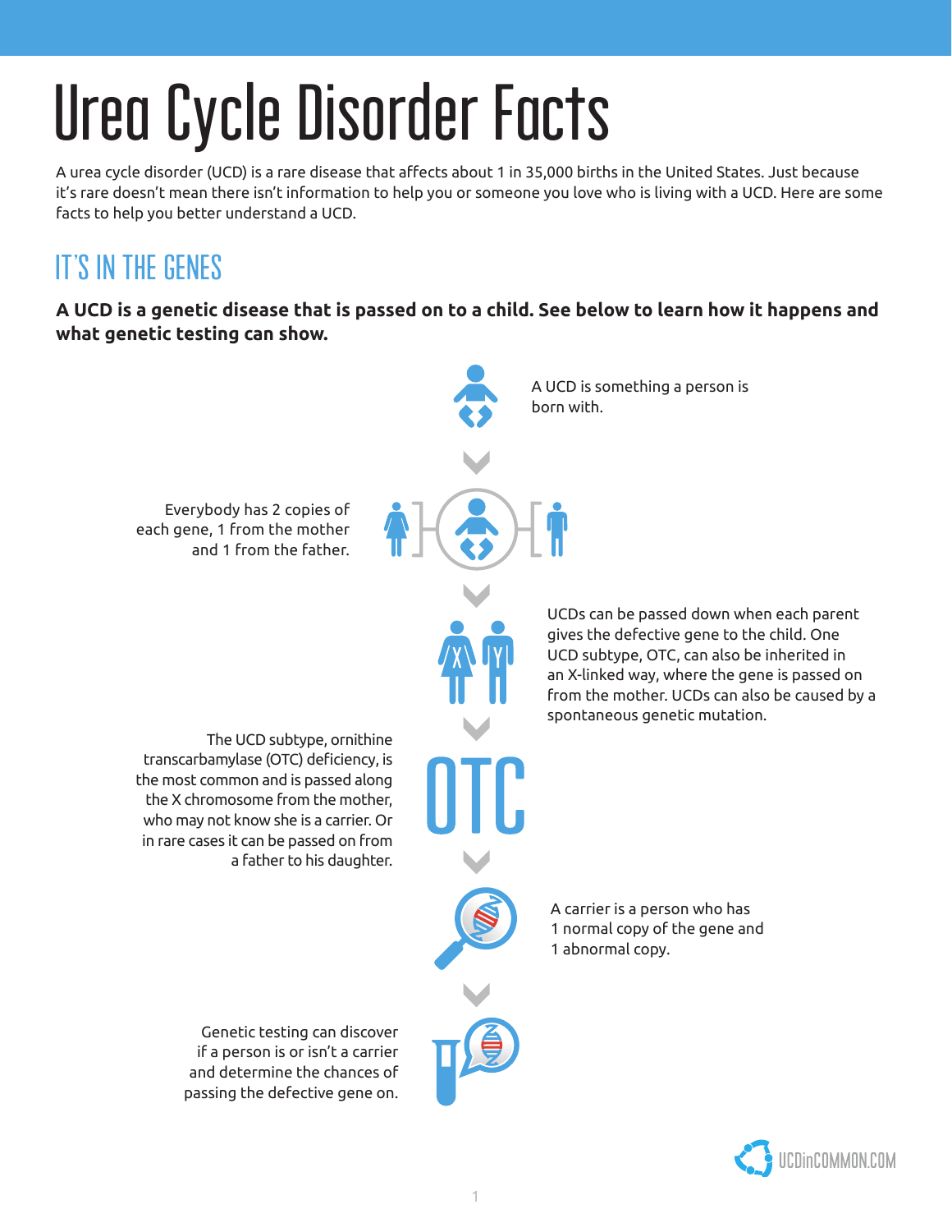# Urea Cycle Disorder Facts

A urea cycle disorder (UCD) is a rare disease that affects about 1 in 35,000 births in the United States. Just because it's rare doesn't mean there isn't information to help you or someone you love who is living with a UCD. Here are some facts to help you better understand a UCD.

## IT'S IN THE GENES

**A UCD is a genetic disease that is passed on to a child. See below to learn how it happens and what genetic testing can show.**

A UCD is something a person is born with.

Everybody has 2 copies of each gene, 1 from the mother and 1 from the father.

UCDs can be passed down when each parent gives the defective gene to the child. One UCD subtype, OTC, can also be inherited in an X-linked way, where the gene is passed on from the mother. UCDs can also be caused by a spontaneous genetic mutation.

**OTC**

The UCD subtype, ornithine transcarbamylase (OTC) deficiency, is the most common and is passed along the X chromosome from the mother, who may not know she is a carrier. Or in rare cases it can be passed on from a father to his daughter.

A carrier is a person who has 1 normal copy of the gene and 1 abnormal copy.

Genetic testing can discover if a person is or isn't a carrier and determine the chances of passing the defective gene on.

UCDinCOMMON.COM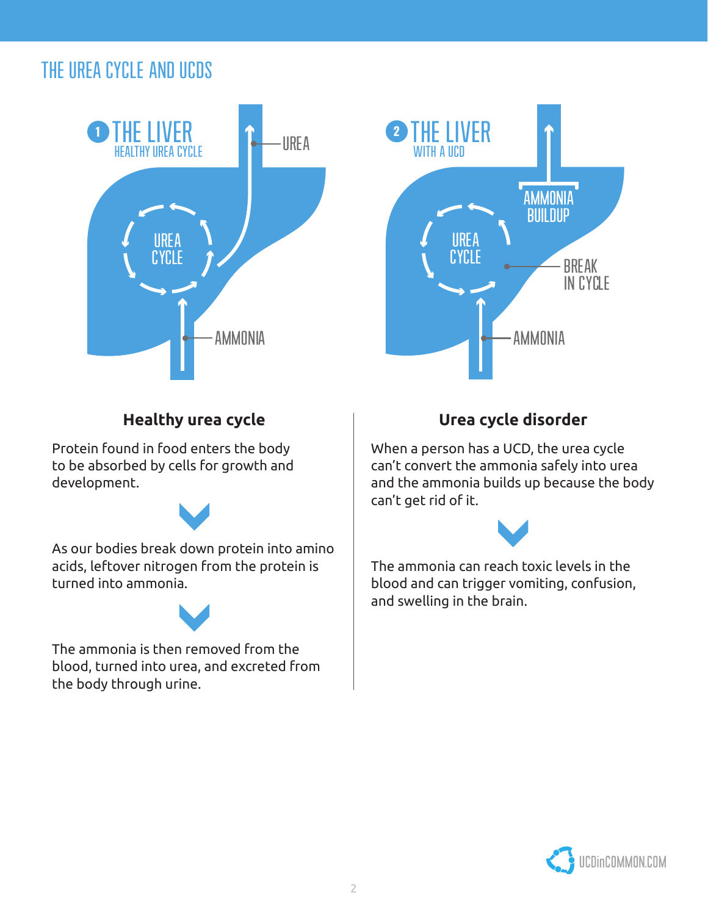## THE UREA CYCLE AND UCDS

1 THE LIVER
HEALTHY UREA CYCLE

UREA

UREA CYCLE

AMMONIA

2 THE LIVER
WITH A UCD

AMMONIA BUILDUP

UREA CYCLE

BREAK IN CYCLE

AMMONIA

### Healthy urea cycle

Protein found in food enters the body to be absorbed by cells for growth and development.

As our bodies break down protein into amino acids, leftover nitrogen from the protein is turned into ammonia.

The ammonia is then removed from the blood, turned into urea, and excreted from the body through urine.

### Urea cycle disorder

When a person has a UCD, the urea cycle can't convert the ammonia safely into urea and the ammonia builds up because the body can't get rid of it.

The ammonia can reach toxic levels in the blood and can trigger vomiting, confusion, and swelling in the brain.

UCDinCOMMON.COM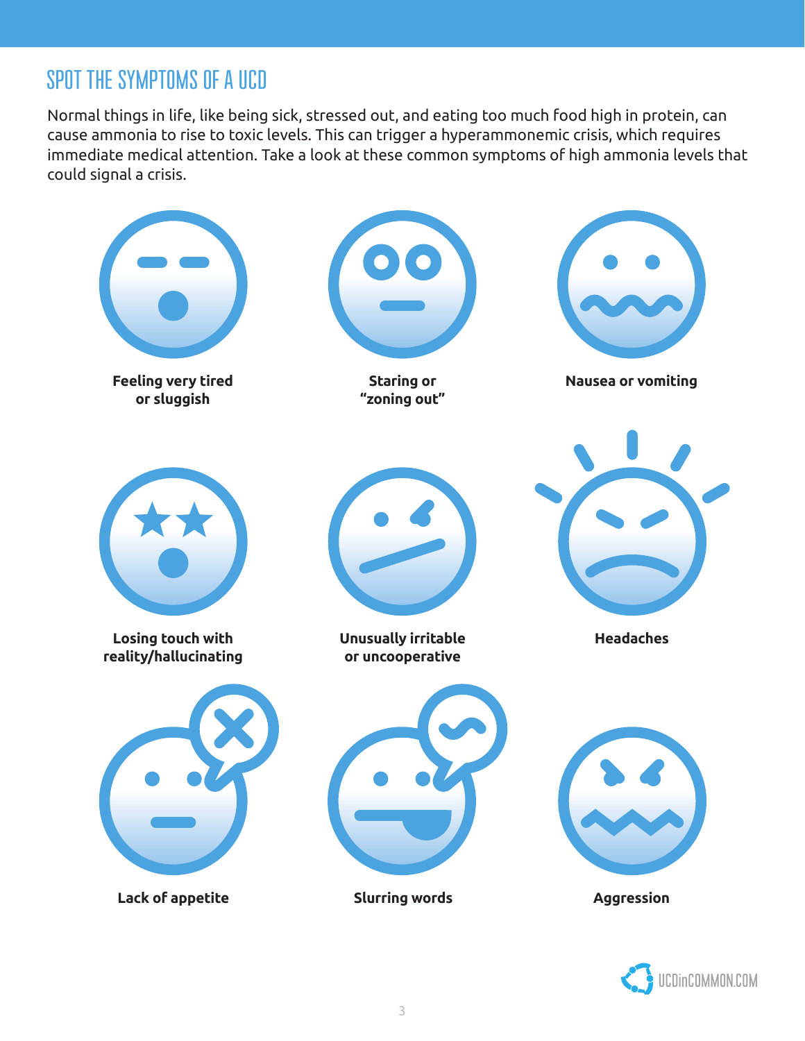## SPOT THE SYMPTOMS OF A UCD

Normal things in life, like being sick, stressed out, and eating too much food high in protein, can cause ammonia to rise to toxic levels. This can trigger a hyperammonemic crisis, which requires immediate medical attention. Take a look at these common symptoms of high ammonia levels that could signal a crisis.

**Feeling very tired or sluggish**

**Staring or "zoning out"**

**Nausea or vomiting**

**Losing touch with reality/hallucinating**

**Unusually irritable or uncooperative**

**Headaches**

**Lack of appetite**

**Slurring words**

**Aggression**

UCDinCOMMON.COM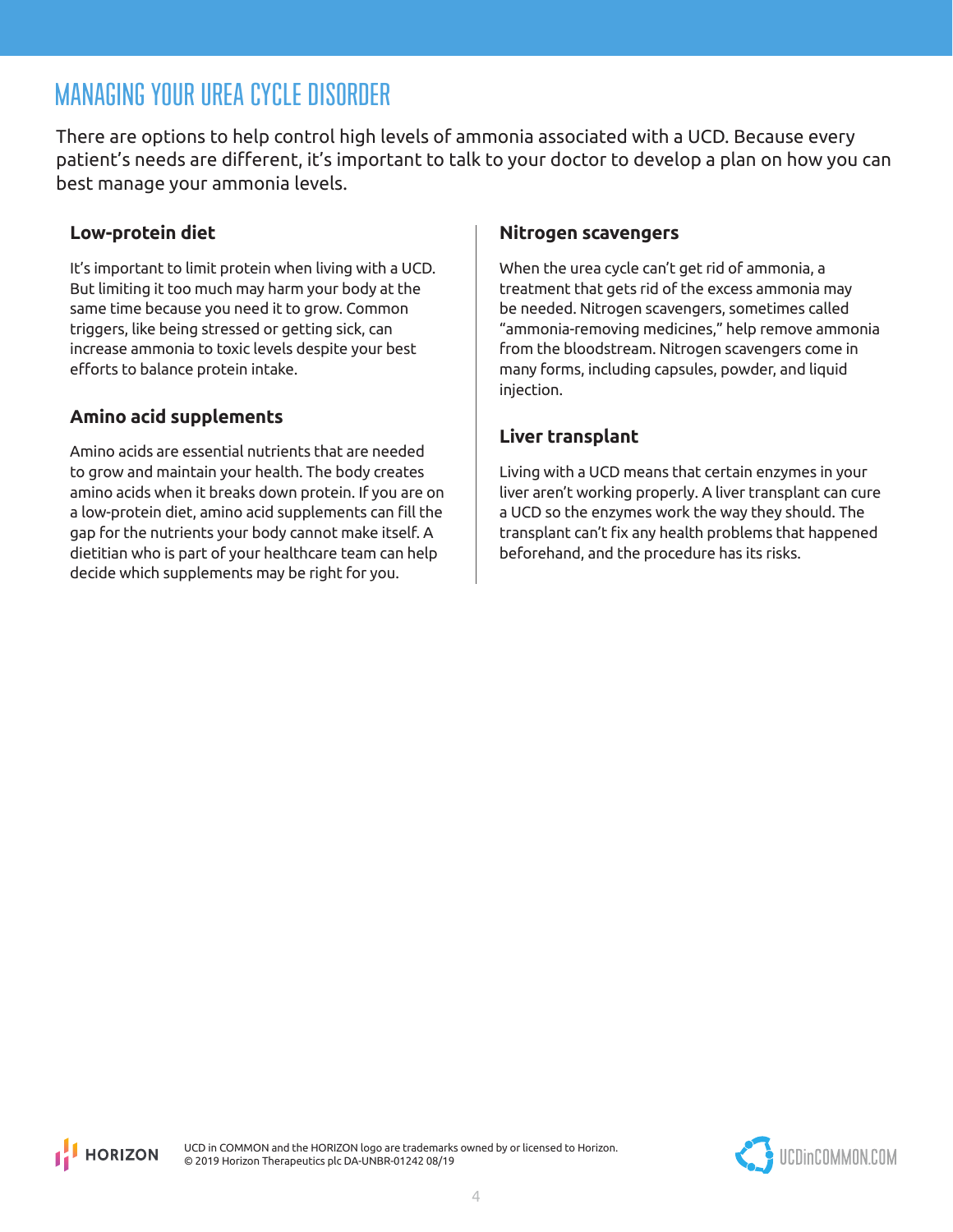# MANAGING YOUR UREA CYCLE DISORDER

There are options to help control high levels of ammonia associated with a UCD. Because every patient's needs are different, it's important to talk to your doctor to develop a plan on how you can best manage your ammonia levels.

## Low-protein diet

It's important to limit protein when living with a UCD. But limiting it too much may harm your body at the same time because you need it to grow. Common triggers, like being stressed or getting sick, can increase ammonia to toxic levels despite your best efforts to balance protein intake.

## Amino acid supplements

Amino acids are essential nutrients that are needed to grow and maintain your health. The body creates amino acids when it breaks down protein. If you are on a low-protein diet, amino acid supplements can fill the gap for the nutrients your body cannot make itself. A dietitian who is part of your healthcare team can help decide which supplements may be right for you.

## Nitrogen scavengers

When the urea cycle can't get rid of ammonia, a treatment that gets rid of the excess ammonia may be needed. Nitrogen scavengers, sometimes called "ammonia-removing medicines," help remove ammonia from the bloodstream. Nitrogen scavengers come in many forms, including capsules, powder, and liquid injection.

## Liver transplant

Living with a UCD means that certain enzymes in your liver aren't working properly. A liver transplant can cure a UCD so the enzymes work the way they should. The transplant can't fix any health problems that happened beforehand, and the procedure has its risks.

HORIZON

UCD in COMMON and the HORIZON logo are trademarks owned by or licensed to Horizon.
© 2019 Horizon Therapeutics plc DA-UNBR-01242 08/19

UCDinCOMMON.COM